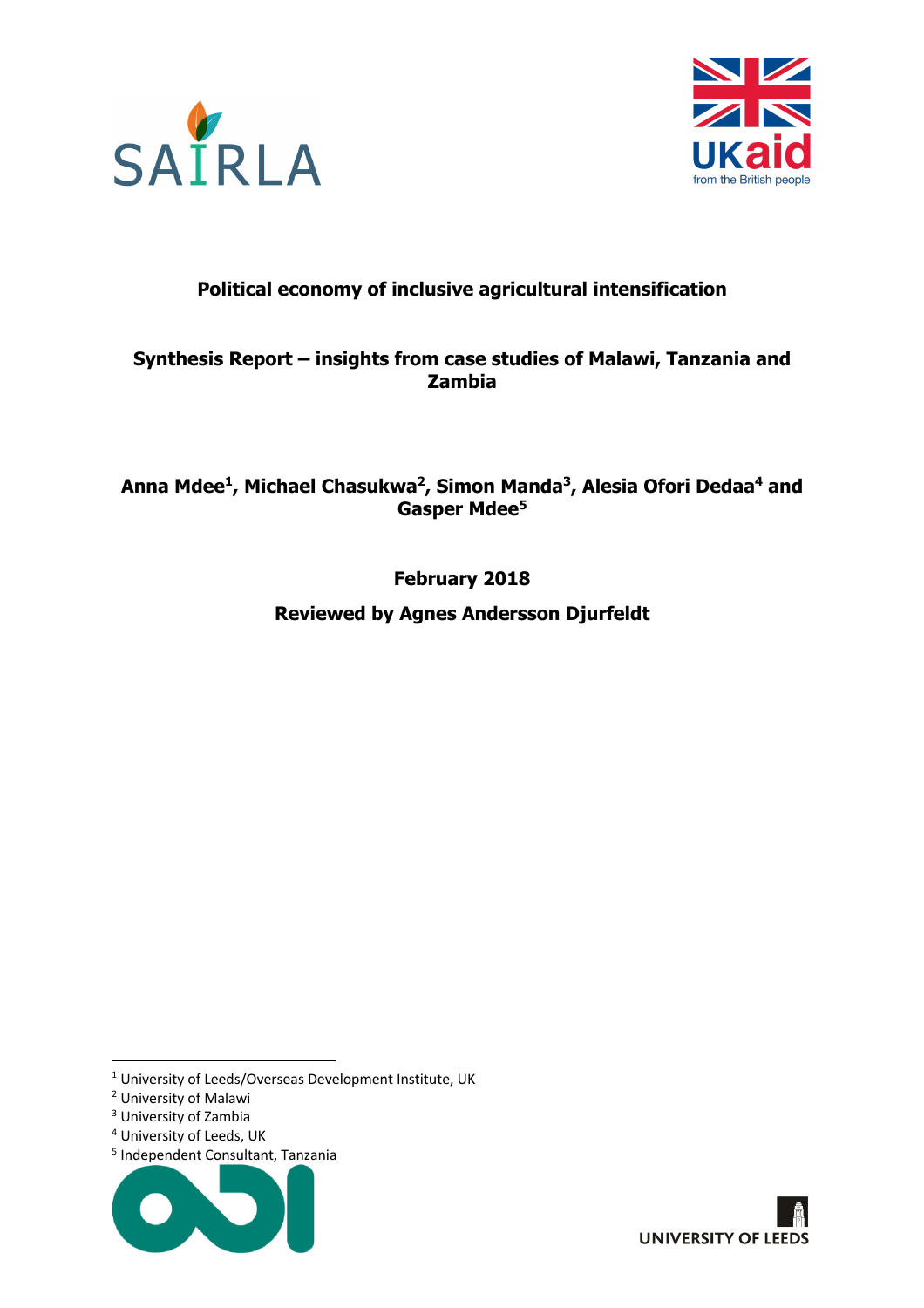**Political economy of inclusive agricultural intensification**

**Synthesis Report – insights from case studies of Malawi, Tanzania and Zambia**

**Anna Mdee[1], Michael Chasukwa[2], Simon Manda[3], Alesia Ofori Dedaa[4] and Gasper Mdee[5]**

**February 2018**

**Reviewed by Agnes Andersson Djurfeldt**

[1] University of Leeds/Overseas Development Institute, UK

[2] University of Malawi

[3] University of Zambia

[4] University of Leeds, UK

[5] Independent Consultant, Tanzania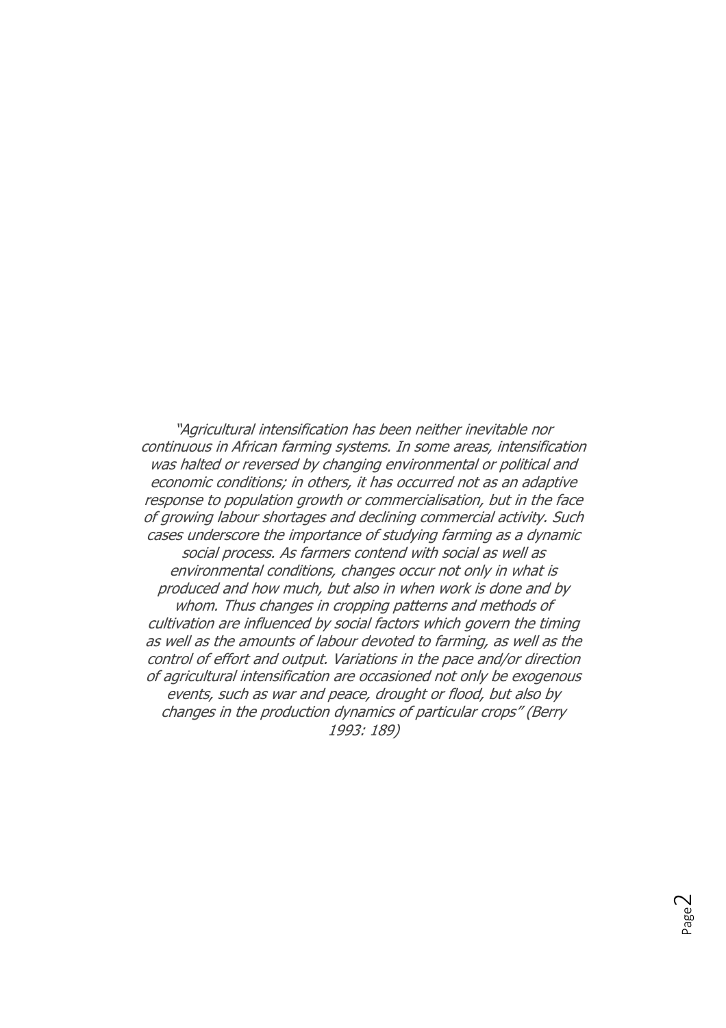*"Agricultural intensification has been neither inevitable nor continuous in African farming systems. In some areas, intensification was halted or reversed by changing environmental or political and economic conditions; in others, it has occurred not as an adaptive response to population growth or commercialisation, but in the face of growing labour shortages and declining commercial activity. Such cases underscore the importance of studying farming as a dynamic social process. As farmers contend with social as well as environmental conditions, changes occur not only in what is produced and how much, but also in when work is done and by whom. Thus changes in cropping patterns and methods of cultivation are influenced by social factors which govern the timing as well as the amounts of labour devoted to farming, as well as the control of effort and output. Variations in the pace and/or direction of agricultural intensification are occasioned not only be exogenous events, such as war and peace, drought or flood, but also by changes in the production dynamics of particular crops" (Berry 1993: 189)*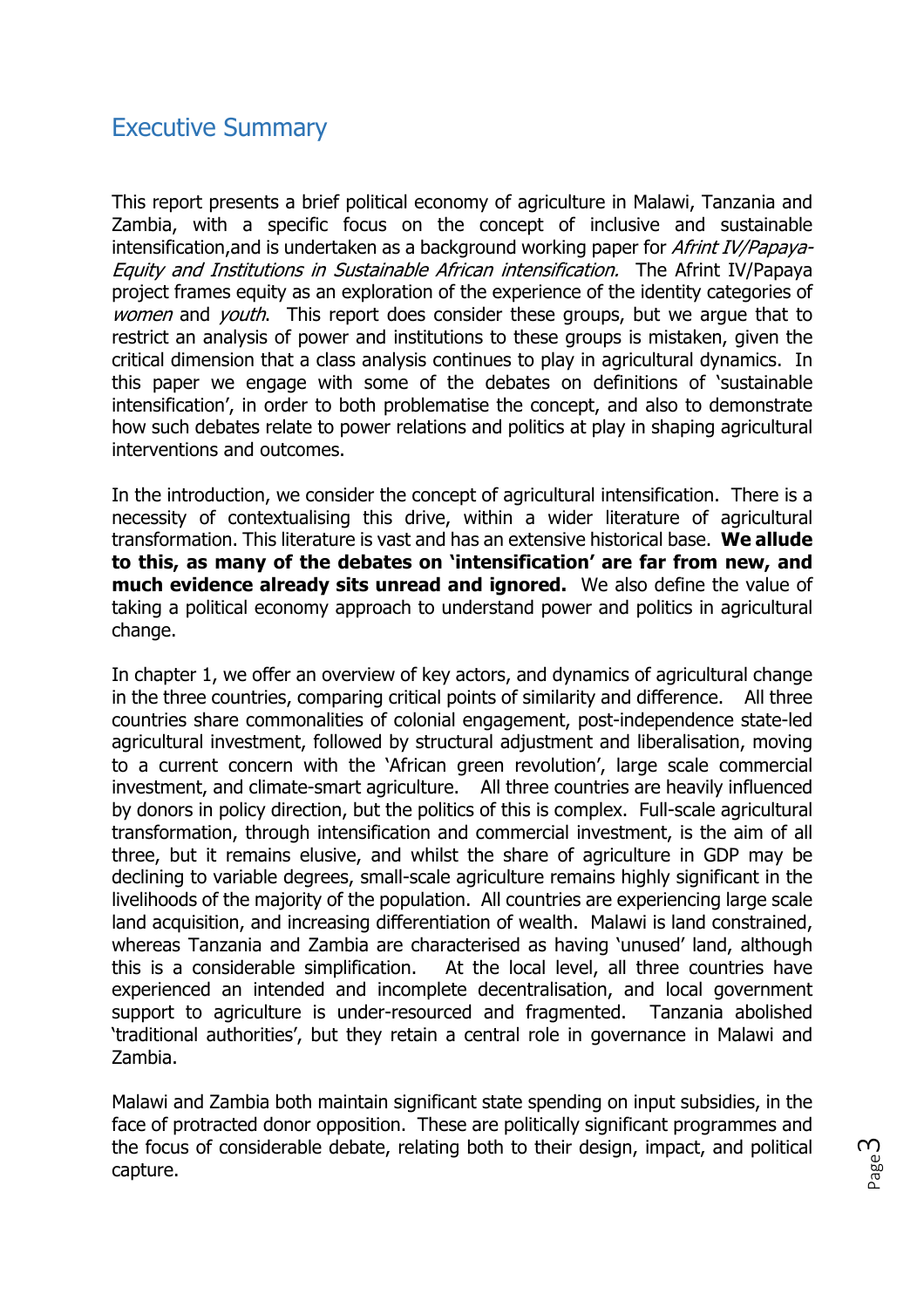## Executive Summary

This report presents a brief political economy of agriculture in Malawi, Tanzania and Zambia, with a specific focus on the concept of inclusive and sustainable intensification,and is undertaken as a background working paper for *Afrint IV/Papaya-Equity and Institutions in Sustainable African intensification.* The Afrint IV/Papaya project frames equity as an exploration of the experience of the identity categories of *women* and *youth*. This report does consider these groups, but we argue that to restrict an analysis of power and institutions to these groups is mistaken, given the critical dimension that a class analysis continues to play in agricultural dynamics. In this paper we engage with some of the debates on definitions of 'sustainable intensification', in order to both problematise the concept, and also to demonstrate how such debates relate to power relations and politics at play in shaping agricultural interventions and outcomes.

In the introduction, we consider the concept of agricultural intensification. There is a necessity of contextualising this drive, within a wider literature of agricultural transformation. This literature is vast and has an extensive historical base. **We allude to this, as many of the debates on 'intensification' are far from new, and much evidence already sits unread and ignored.** We also define the value of taking a political economy approach to understand power and politics in agricultural change.

In chapter 1, we offer an overview of key actors, and dynamics of agricultural change in the three countries, comparing critical points of similarity and difference. All three countries share commonalities of colonial engagement, post-independence state-led agricultural investment, followed by structural adjustment and liberalisation, moving to a current concern with the 'African green revolution', large scale commercial investment, and climate-smart agriculture. All three countries are heavily influenced by donors in policy direction, but the politics of this is complex. Full-scale agricultural transformation, through intensification and commercial investment, is the aim of all three, but it remains elusive, and whilst the share of agriculture in GDP may be declining to variable degrees, small-scale agriculture remains highly significant in the livelihoods of the majority of the population. All countries are experiencing large scale land acquisition, and increasing differentiation of wealth. Malawi is land constrained, whereas Tanzania and Zambia are characterised as having 'unused' land, although this is a considerable simplification. At the local level, all three countries have experienced an intended and incomplete decentralisation, and local government support to agriculture is under-resourced and fragmented. Tanzania abolished 'traditional authorities', but they retain a central role in governance in Malawi and Zambia.

Malawi and Zambia both maintain significant state spending on input subsidies, in the face of protracted donor opposition. These are politically significant programmes and the focus of considerable debate, relating both to their design, impact, and political capture.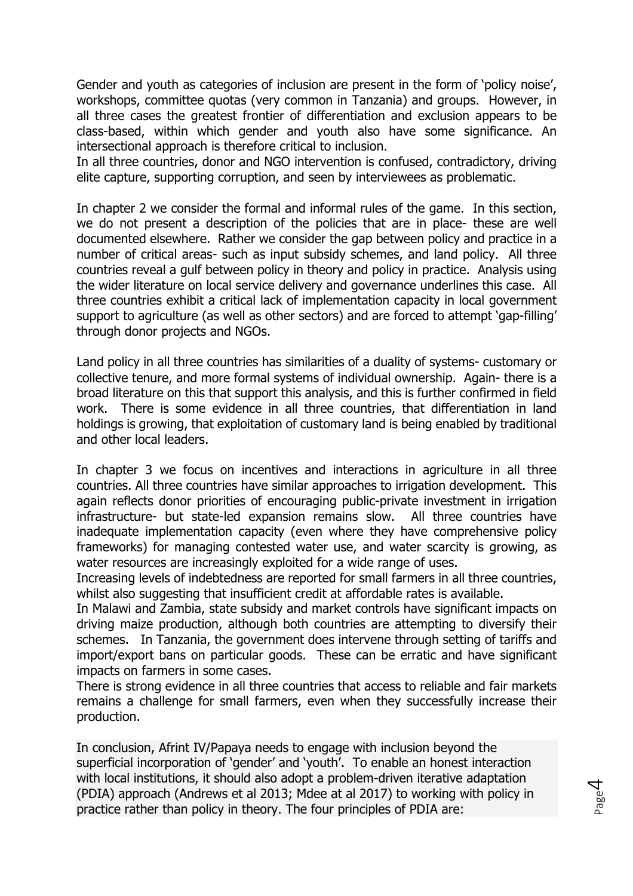Gender and youth as categories of inclusion are present in the form of 'policy noise', workshops, committee quotas (very common in Tanzania) and groups. However, in all three cases the greatest frontier of differentiation and exclusion appears to be class-based, within which gender and youth also have some significance. An intersectional approach is therefore critical to inclusion.

In all three countries, donor and NGO intervention is confused, contradictory, driving elite capture, supporting corruption, and seen by interviewees as problematic.

In chapter 2 we consider the formal and informal rules of the game. In this section, we do not present a description of the policies that are in place- these are well documented elsewhere. Rather we consider the gap between policy and practice in a number of critical areas- such as input subsidy schemes, and land policy. All three countries reveal a gulf between policy in theory and policy in practice. Analysis using the wider literature on local service delivery and governance underlines this case. All three countries exhibit a critical lack of implementation capacity in local government support to agriculture (as well as other sectors) and are forced to attempt 'gap-filling' through donor projects and NGOs.

Land policy in all three countries has similarities of a duality of systems- customary or collective tenure, and more formal systems of individual ownership. Again- there is a broad literature on this that support this analysis, and this is further confirmed in field work. There is some evidence in all three countries, that differentiation in land holdings is growing, that exploitation of customary land is being enabled by traditional and other local leaders.

In chapter 3 we focus on incentives and interactions in agriculture in all three countries. All three countries have similar approaches to irrigation development. This again reflects donor priorities of encouraging public-private investment in irrigation infrastructure- but state-led expansion remains slow. All three countries have inadequate implementation capacity (even where they have comprehensive policy frameworks) for managing contested water use, and water scarcity is growing, as water resources are increasingly exploited for a wide range of uses.

Increasing levels of indebtedness are reported for small farmers in all three countries, whilst also suggesting that insufficient credit at affordable rates is available.

In Malawi and Zambia, state subsidy and market controls have significant impacts on driving maize production, although both countries are attempting to diversify their schemes. In Tanzania, the government does intervene through setting of tariffs and import/export bans on particular goods. These can be erratic and have significant impacts on farmers in some cases.

There is strong evidence in all three countries that access to reliable and fair markets remains a challenge for small farmers, even when they successfully increase their production.

In conclusion, Afrint IV/Papaya needs to engage with inclusion beyond the superficial incorporation of 'gender' and 'youth'. To enable an honest interaction with local institutions, it should also adopt a problem-driven iterative adaptation (PDIA) approach (Andrews et al 2013; Mdee at al 2017) to working with policy in practice rather than policy in theory. The four principles of PDIA are: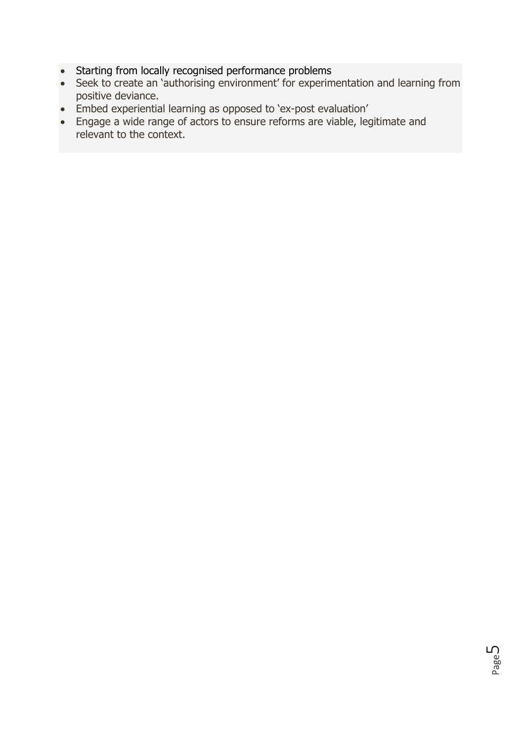- Starting from locally recognised performance problems
- Seek to create an 'authorising environment' for experimentation and learning from positive deviance.
- Embed experiential learning as opposed to 'ex-post evaluation'
- Engage a wide range of actors to ensure reforms are viable, legitimate and relevant to the context.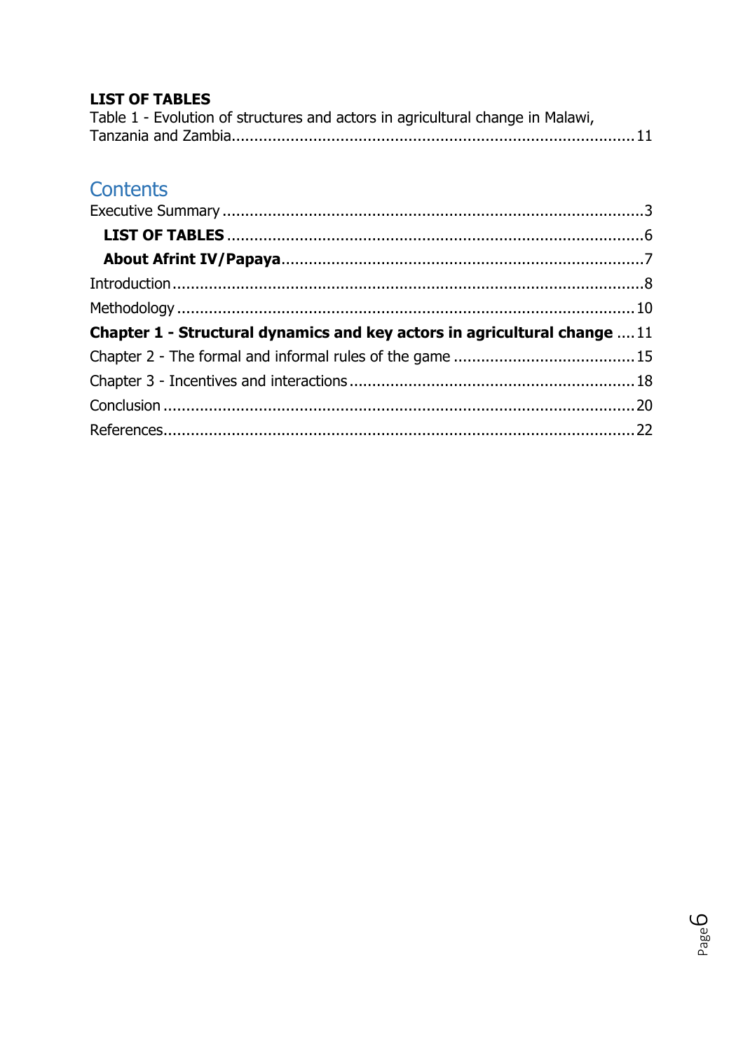**LIST OF TABLES**

Table 1 - Evolution of structures and actors in agricultural change in Malawi, Tanzania and Zambia........................................................................................11

## Contents

Executive Summary ........................................................................................3

**LIST OF TABLES** ........................................................................................6

**About Afrint IV/Papaya**...............................................................................7

Introduction....................................................................................................8

Methodology ..................................................................................................10

**Chapter 1 - Structural dynamics and key actors in agricultural change** ....11

Chapter 2 - The formal and informal rules of the game ..................................15

Chapter 3 - Incentives and interactions ..........................................................18

Conclusion .....................................................................................................20

References......................................................................................................22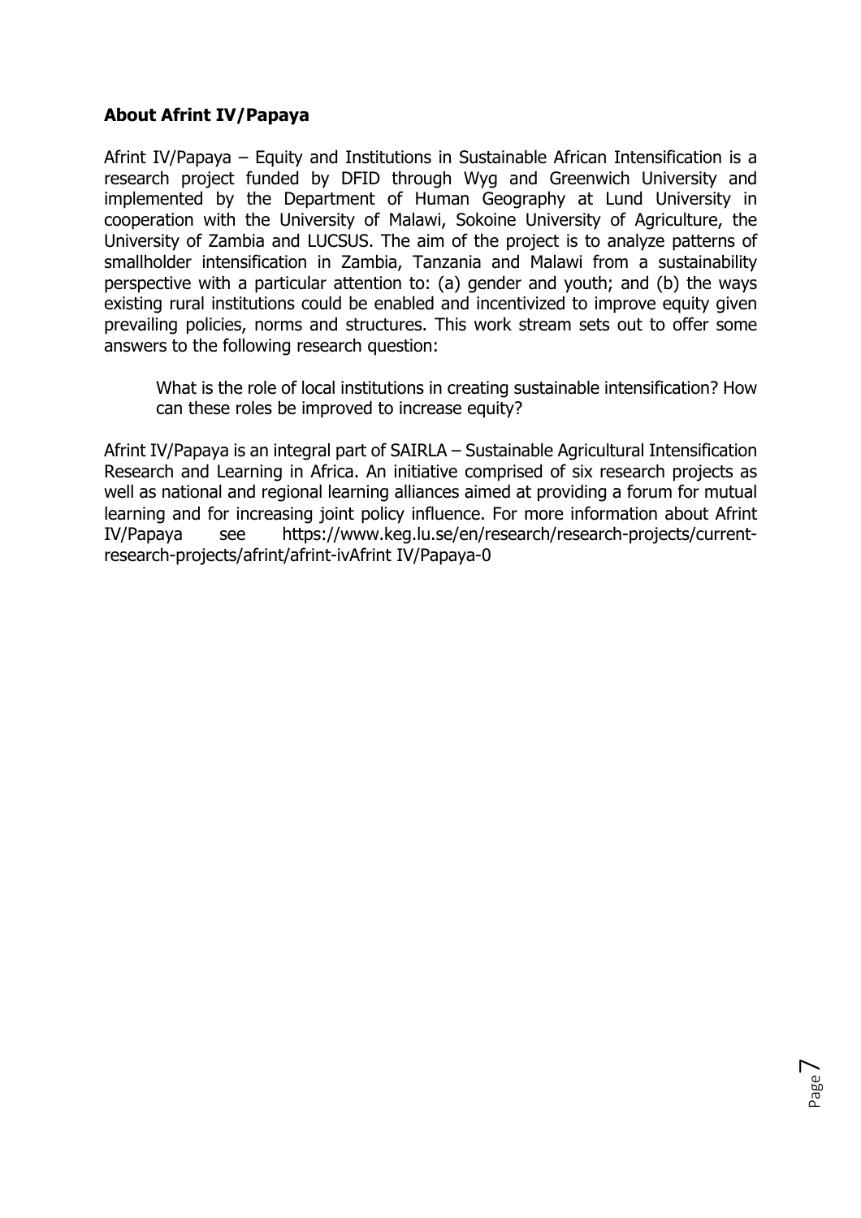## About Afrint IV/Papaya

Afrint IV/Papaya – Equity and Institutions in Sustainable African Intensification is a research project funded by DFID through Wyg and Greenwich University and implemented by the Department of Human Geography at Lund University in cooperation with the University of Malawi, Sokoine University of Agriculture, the University of Zambia and LUCSUS. The aim of the project is to analyze patterns of smallholder intensification in Zambia, Tanzania and Malawi from a sustainability perspective with a particular attention to: (a) gender and youth; and (b) the ways existing rural institutions could be enabled and incentivized to improve equity given prevailing policies, norms and structures. This work stream sets out to offer some answers to the following research question:

> What is the role of local institutions in creating sustainable intensification? How can these roles be improved to increase equity?

Afrint IV/Papaya is an integral part of SAIRLA – Sustainable Agricultural Intensification Research and Learning in Africa. An initiative comprised of six research projects as well as national and regional learning alliances aimed at providing a forum for mutual learning and for increasing joint policy influence. For more information about Afrint IV/Papaya see https://www.keg.lu.se/en/research/research-projects/current-research-projects/afrint/afrint-ivAfrint IV/Papaya-0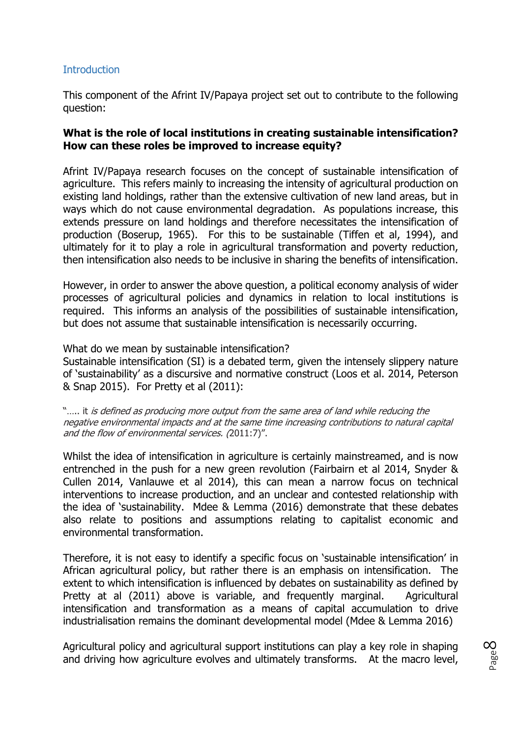## Introduction

This component of the Afrint IV/Papaya project set out to contribute to the following question:

**What is the role of local institutions in creating sustainable intensification? How can these roles be improved to increase equity?**

Afrint IV/Papaya research focuses on the concept of sustainable intensification of agriculture. This refers mainly to increasing the intensity of agricultural production on existing land holdings, rather than the extensive cultivation of new land areas, but in ways which do not cause environmental degradation. As populations increase, this extends pressure on land holdings and therefore necessitates the intensification of production (Boserup, 1965). For this to be sustainable (Tiffen et al, 1994), and ultimately for it to play a role in agricultural transformation and poverty reduction, then intensification also needs to be inclusive in sharing the benefits of intensification.

However, in order to answer the above question, a political economy analysis of wider processes of agricultural policies and dynamics in relation to local institutions is required. This informs an analysis of the possibilities of sustainable intensification, but does not assume that sustainable intensification is necessarily occurring.

What do we mean by sustainable intensification?
Sustainable intensification (SI) is a debated term, given the intensely slippery nature of 'sustainability' as a discursive and normative construct (Loos et al. 2014, Peterson & Snap 2015). For Pretty et al (2011):

> "….. it *is defined as producing more output from the same area of land while reducing the negative environmental impacts and at the same time increasing contributions to natural capital and the flow of environmental services. (*2011:7)".

Whilst the idea of intensification in agriculture is certainly mainstreamed, and is now entrenched in the push for a new green revolution (Fairbairn et al 2014, Snyder & Cullen 2014, Vanlauwe et al 2014), this can mean a narrow focus on technical interventions to increase production, and an unclear and contested relationship with the idea of 'sustainability. Mdee & Lemma (2016) demonstrate that these debates also relate to positions and assumptions relating to capitalist economic and environmental transformation.

Therefore, it is not easy to identify a specific focus on 'sustainable intensification' in African agricultural policy, but rather there is an emphasis on intensification. The extent to which intensification is influenced by debates on sustainability as defined by Pretty at al (2011) above is variable, and frequently marginal. Agricultural intensification and transformation as a means of capital accumulation to drive industrialisation remains the dominant developmental model (Mdee & Lemma 2016)

Agricultural policy and agricultural support institutions can play a key role in shaping and driving how agriculture evolves and ultimately transforms. At the macro level,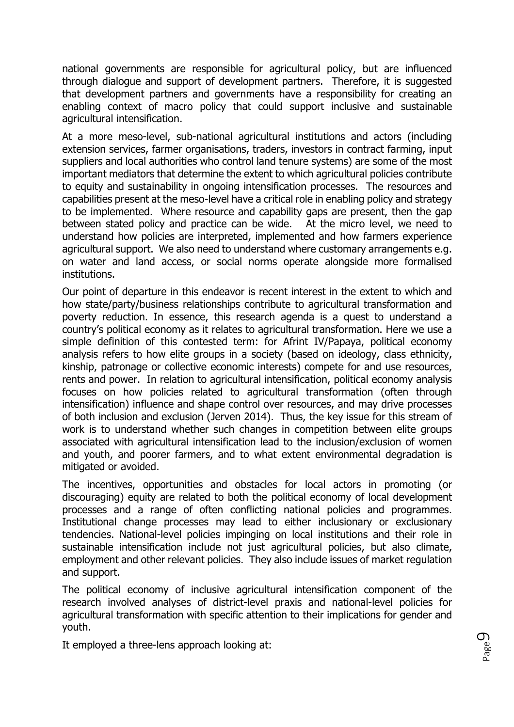national governments are responsible for agricultural policy, but are influenced through dialogue and support of development partners. Therefore, it is suggested that development partners and governments have a responsibility for creating an enabling context of macro policy that could support inclusive and sustainable agricultural intensification.

At a more meso-level, sub-national agricultural institutions and actors (including extension services, farmer organisations, traders, investors in contract farming, input suppliers and local authorities who control land tenure systems) are some of the most important mediators that determine the extent to which agricultural policies contribute to equity and sustainability in ongoing intensification processes. The resources and capabilities present at the meso-level have a critical role in enabling policy and strategy to be implemented. Where resource and capability gaps are present, then the gap between stated policy and practice can be wide. At the micro level, we need to understand how policies are interpreted, implemented and how farmers experience agricultural support. We also need to understand where customary arrangements e.g. on water and land access, or social norms operate alongside more formalised institutions.

Our point of departure in this endeavor is recent interest in the extent to which and how state/party/business relationships contribute to agricultural transformation and poverty reduction. In essence, this research agenda is a quest to understand a country's political economy as it relates to agricultural transformation. Here we use a simple definition of this contested term: for Afrint IV/Papaya, political economy analysis refers to how elite groups in a society (based on ideology, class ethnicity, kinship, patronage or collective economic interests) compete for and use resources, rents and power. In relation to agricultural intensification, political economy analysis focuses on how policies related to agricultural transformation (often through intensification) influence and shape control over resources, and may drive processes of both inclusion and exclusion (Jerven 2014). Thus, the key issue for this stream of work is to understand whether such changes in competition between elite groups associated with agricultural intensification lead to the inclusion/exclusion of women and youth, and poorer farmers, and to what extent environmental degradation is mitigated or avoided.

The incentives, opportunities and obstacles for local actors in promoting (or discouraging) equity are related to both the political economy of local development processes and a range of often conflicting national policies and programmes. Institutional change processes may lead to either inclusionary or exclusionary tendencies. National-level policies impinging on local institutions and their role in sustainable intensification include not just agricultural policies, but also climate, employment and other relevant policies. They also include issues of market regulation and support.

The political economy of inclusive agricultural intensification component of the research involved analyses of district-level praxis and national-level policies for agricultural transformation with specific attention to their implications for gender and youth.

It employed a three-lens approach looking at: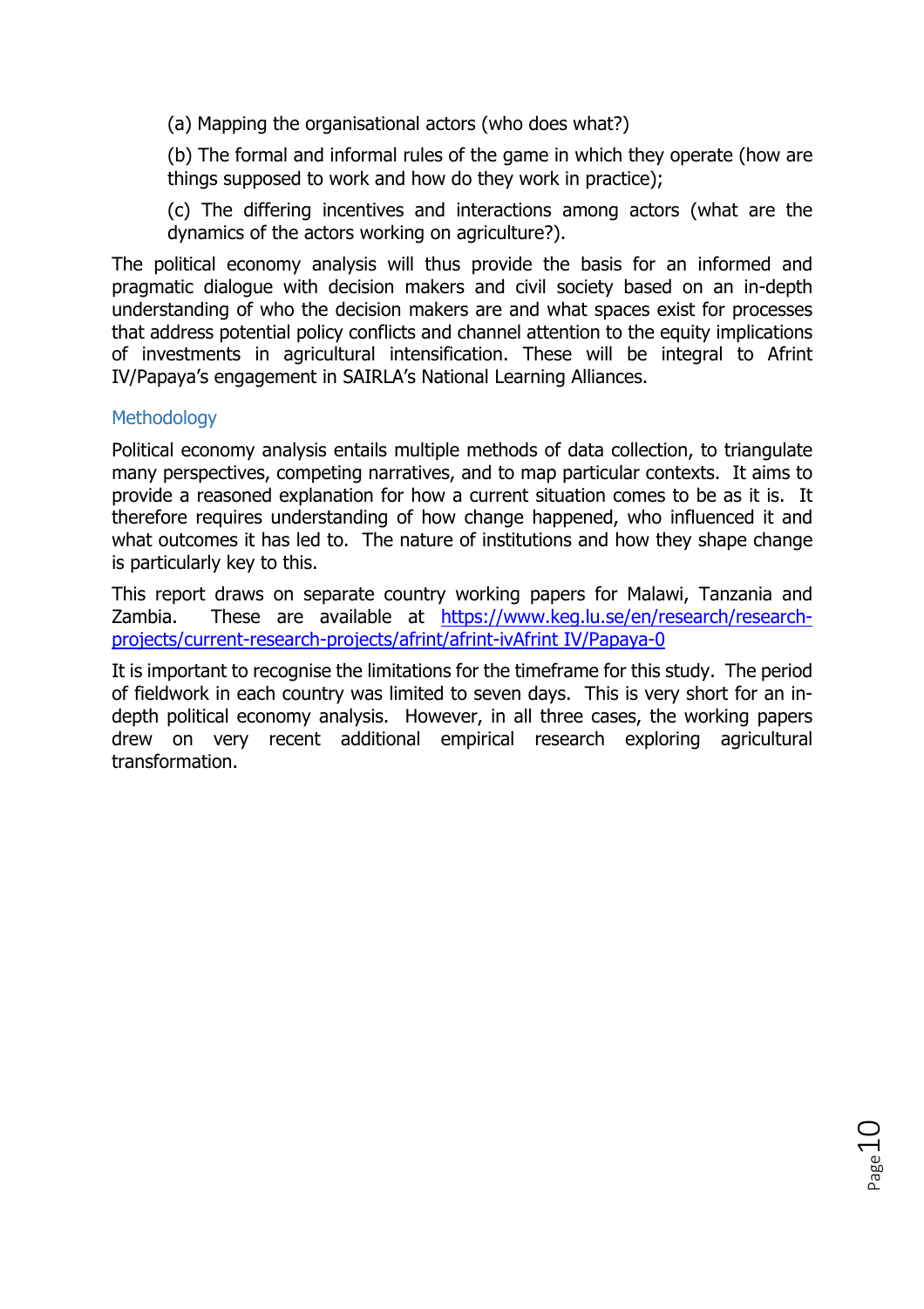(a) Mapping the organisational actors (who does what?)

(b) The formal and informal rules of the game in which they operate (how are things supposed to work and how do they work in practice);

(c) The differing incentives and interactions among actors (what are the dynamics of the actors working on agriculture?).

The political economy analysis will thus provide the basis for an informed and pragmatic dialogue with decision makers and civil society based on an in-depth understanding of who the decision makers are and what spaces exist for processes that address potential policy conflicts and channel attention to the equity implications of investments in agricultural intensification. These will be integral to Afrint IV/Papaya's engagement in SAIRLA's National Learning Alliances.

## Methodology

Political economy analysis entails multiple methods of data collection, to triangulate many perspectives, competing narratives, and to map particular contexts. It aims to provide a reasoned explanation for how a current situation comes to be as it is. It therefore requires understanding of how change happened, who influenced it and what outcomes it has led to. The nature of institutions and how they shape change is particularly key to this.

This report draws on separate country working papers for Malawi, Tanzania and Zambia. These are available at [https://www.keg.lu.se/en/research/research-projects/current-research-projects/afrint/afrint-ivAfrint IV/Papaya-0](https://www.keg.lu.se/en/research/research-projects/current-research-projects/afrint/afrint-ivAfrint IV/Papaya-0)

It is important to recognise the limitations for the timeframe for this study. The period of fieldwork in each country was limited to seven days. This is very short for an in-depth political economy analysis. However, in all three cases, the working papers drew on very recent additional empirical research exploring agricultural transformation.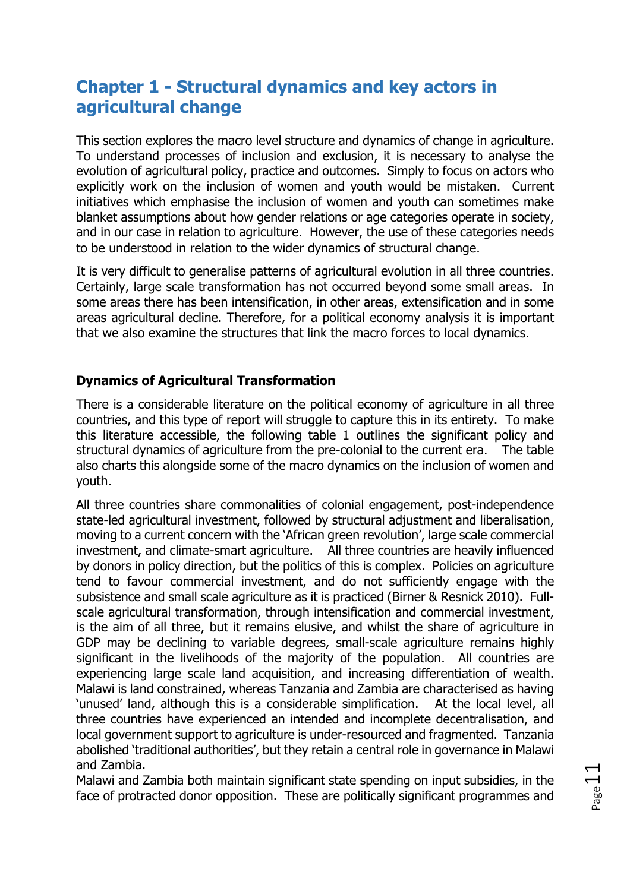# Chapter 1 - Structural dynamics and key actors in agricultural change

This section explores the macro level structure and dynamics of change in agriculture. To understand processes of inclusion and exclusion, it is necessary to analyse the evolution of agricultural policy, practice and outcomes. Simply to focus on actors who explicitly work on the inclusion of women and youth would be mistaken. Current initiatives which emphasise the inclusion of women and youth can sometimes make blanket assumptions about how gender relations or age categories operate in society, and in our case in relation to agriculture. However, the use of these categories needs to be understood in relation to the wider dynamics of structural change.

It is very difficult to generalise patterns of agricultural evolution in all three countries. Certainly, large scale transformation has not occurred beyond some small areas. In some areas there has been intensification, in other areas, extensification and in some areas agricultural decline. Therefore, for a political economy analysis it is important that we also examine the structures that link the macro forces to local dynamics.

### Dynamics of Agricultural Transformation

There is a considerable literature on the political economy of agriculture in all three countries, and this type of report will struggle to capture this in its entirety. To make this literature accessible, the following table 1 outlines the significant policy and structural dynamics of agriculture from the pre-colonial to the current era. The table also charts this alongside some of the macro dynamics on the inclusion of women and youth.

All three countries share commonalities of colonial engagement, post-independence state-led agricultural investment, followed by structural adjustment and liberalisation, moving to a current concern with the 'African green revolution', large scale commercial investment, and climate-smart agriculture. All three countries are heavily influenced by donors in policy direction, but the politics of this is complex. Policies on agriculture tend to favour commercial investment, and do not sufficiently engage with the subsistence and small scale agriculture as it is practiced (Birner & Resnick 2010). Full-scale agricultural transformation, through intensification and commercial investment, is the aim of all three, but it remains elusive, and whilst the share of agriculture in GDP may be declining to variable degrees, small-scale agriculture remains highly significant in the livelihoods of the majority of the population. All countries are experiencing large scale land acquisition, and increasing differentiation of wealth. Malawi is land constrained, whereas Tanzania and Zambia are characterised as having 'unused' land, although this is a considerable simplification. At the local level, all three countries have experienced an intended and incomplete decentralisation, and local government support to agriculture is under-resourced and fragmented. Tanzania abolished 'traditional authorities', but they retain a central role in governance in Malawi and Zambia.

Malawi and Zambia both maintain significant state spending on input subsidies, in the face of protracted donor opposition. These are politically significant programmes and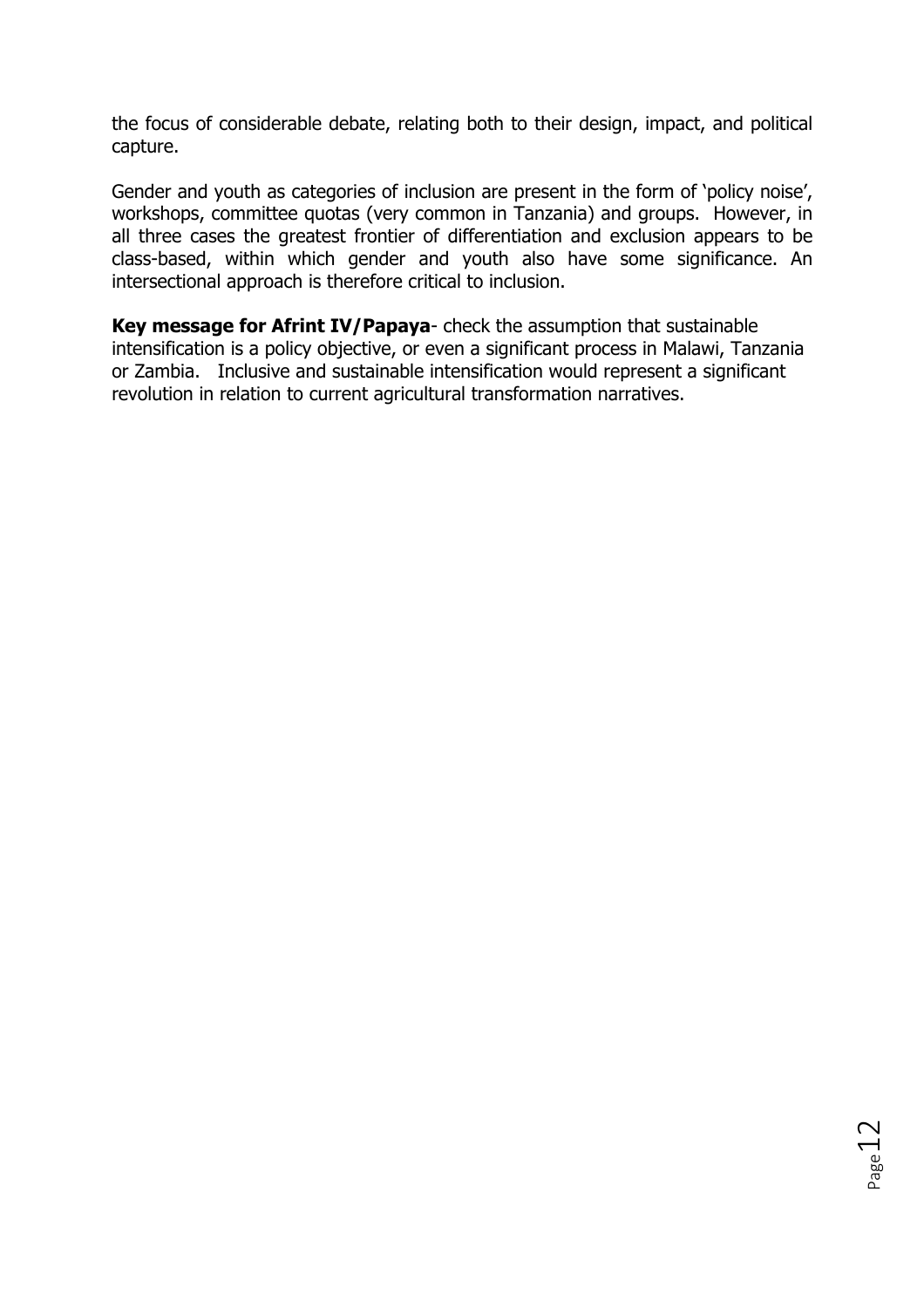the focus of considerable debate, relating both to their design, impact, and political capture.

Gender and youth as categories of inclusion are present in the form of 'policy noise', workshops, committee quotas (very common in Tanzania) and groups. However, in all three cases the greatest frontier of differentiation and exclusion appears to be class-based, within which gender and youth also have some significance. An intersectional approach is therefore critical to inclusion.

**Key message for Afrint IV/Papaya**- check the assumption that sustainable intensification is a policy objective, or even a significant process in Malawi, Tanzania or Zambia. Inclusive and sustainable intensification would represent a significant revolution in relation to current agricultural transformation narratives.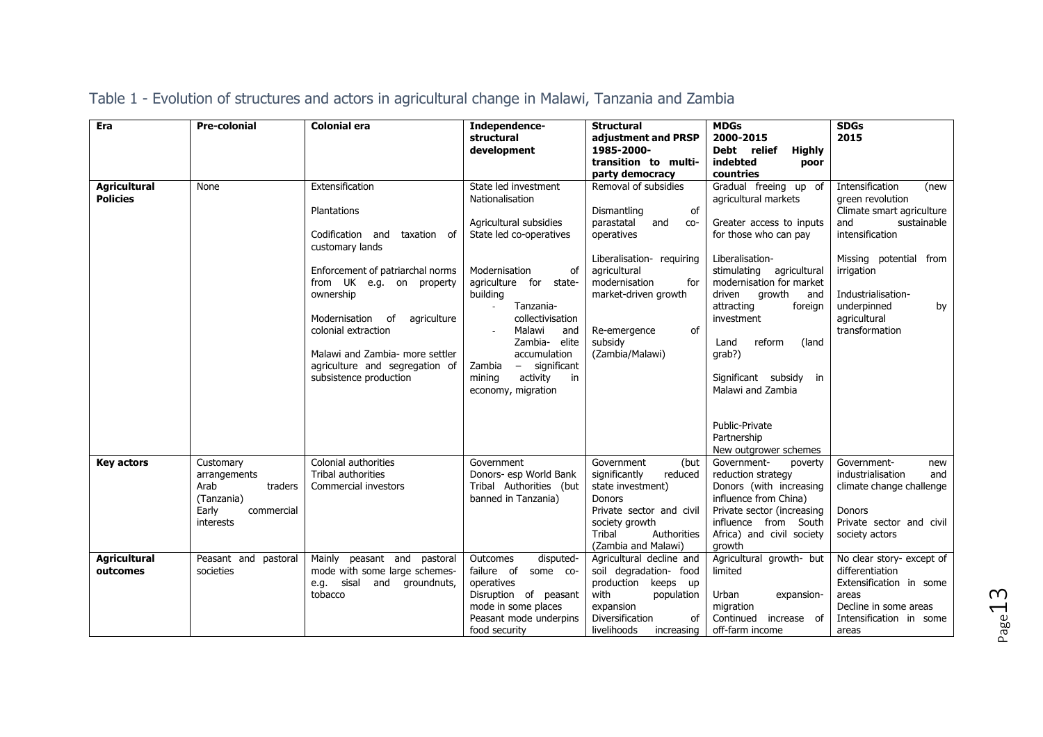## Table 1 - Evolution of structures and actors in agricultural change in Malawi, Tanzania and Zambia

| Era | Pre-colonial | Colonial era | Independence-structural development | Structural adjustment and PRSP 1985-2000- transition to multi-party democracy | MDGs 2000-2015 Debt relief Highly indebted poor countries | SDGs 2015 |
|---|---|---|---|---|---|---|
| **Agricultural Policies** | None | Extensification<br><br>Plantations<br><br>Codification and taxation of customary lands<br><br>Enforcement of patriarchal norms from UK e.g. on property ownership<br><br>Modernisation of agriculture colonial extraction<br><br>Malawi and Zambia- more settler agriculture and segregation of subsistence production | State led investment Nationalisation<br><br>Agricultural subsidies State led co-operatives<br><br>Modernisation of agriculture for state-building<br>- Tanzania- collectivisation<br>- Malawi and Zambia- elite accumulation<br>Zambia – significant mining activity in economy, migration | Removal of subsidies<br><br>Dismantling of parastatal and co-operatives<br><br>Liberalisation- requiring agricultural modernisation for market-driven growth<br><br>Re-emergence of subsidy (Zambia/Malawi) | Gradual freeing up of agricultural markets<br><br>Greater access to inputs for those who can pay<br><br>Liberalisation- stimulating agricultural modernisation for market driven growth and attracting foreign investment<br><br>Land reform (land grab?)<br><br>Significant subsidy in Malawi and Zambia<br><br>Public-Private Partnership<br>New outgrower schemes | Intensification (new green revolution<br>Climate smart agriculture and sustainable intensification<br><br>Missing potential from irrigation<br><br>Industrialisation- underpinned by agricultural transformation |
| **Key actors** | Customary arrangements<br>Arab traders (Tanzania)<br>Early commercial interests | Colonial authorities<br>Tribal authorities<br>Commercial investors | Government<br>Donors- esp World Bank<br>Tribal Authorities (but banned in Tanzania) | Government (but significantly reduced state investment)<br>Donors<br>Private sector and civil society growth<br>Tribal Authorities (Zambia and Malawi) | Government- poverty reduction strategy<br>Donors (with increasing influence from China)<br>Private sector (increasing influence from South Africa) and civil society growth | Government- new industrialisation and climate change challenge<br><br>Donors<br>Private sector and civil society actors |
| **Agricultural outcomes** | Peasant and pastoral societies | Mainly peasant and pastoral mode with some large schemes- e.g. sisal and groundnuts, tobacco | Outcomes disputed- failure of some co-operatives<br>Disruption of peasant mode in some places<br>Peasant mode underpins food security | Agricultural decline and soil degradation- food production keeps up with population expansion<br>Diversification of livelihoods increasing | Agricultural growth- but limited<br><br>Urban expansion- migration<br>Continued increase of off-farm income | No clear story- except of differentiation<br>Extensification in some areas<br>Decline in some areas<br>Intensification in some areas |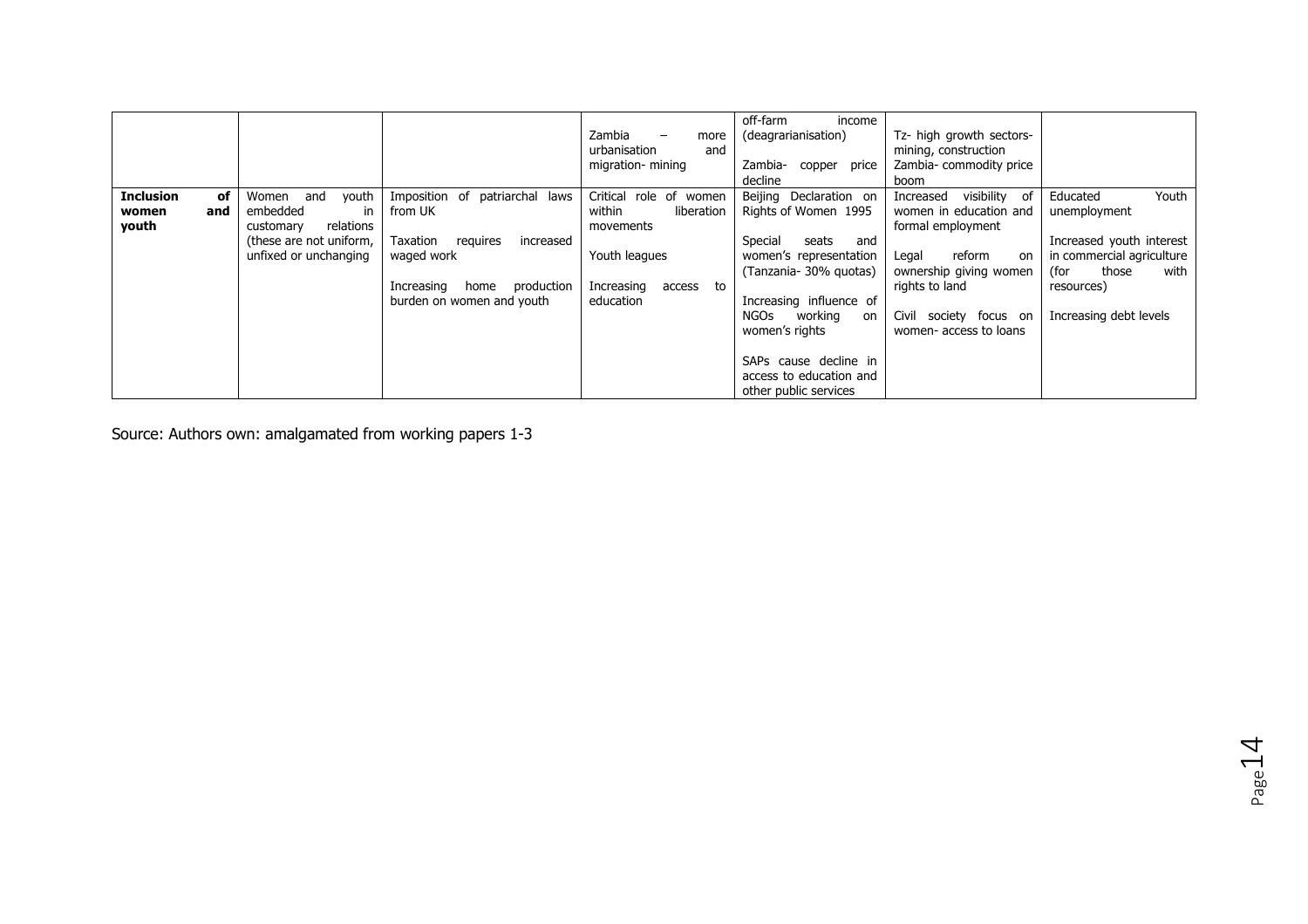| | | | | | | |
|---|---|---|---|---|---|---|
| | | | Zambia – more urbanisation and migration- mining | off-farm income (deagrarianisation)<br><br>Zambia- copper price decline | Tz- high growth sectors- mining, construction<br>Zambia- commodity price boom | |
| **Inclusion of women and youth** | Women and youth embedded in customary relations (these are not uniform, unfixed or unchanging | Imposition of patriarchal laws from UK<br><br>Taxation requires increased waged work<br><br>Increasing home production burden on women and youth | Critical role of women within liberation movements<br><br>Youth leagues<br><br>Increasing access to education | Beijing Declaration on Rights of Women 1995<br><br>Special seats and women's representation (Tanzania- 30% quotas)<br><br>Increasing influence of NGOs working on women's rights<br><br>SAPs cause decline in access to education and other public services | Increased visibility of women in education and formal employment<br><br>Legal reform on ownership giving women rights to land<br><br>Civil society focus on women- access to loans | Educated Youth unemployment<br><br>Increased youth interest in commercial agriculture (for those with resources)<br><br>Increasing debt levels |

Source: Authors own: amalgamated from working papers 1-3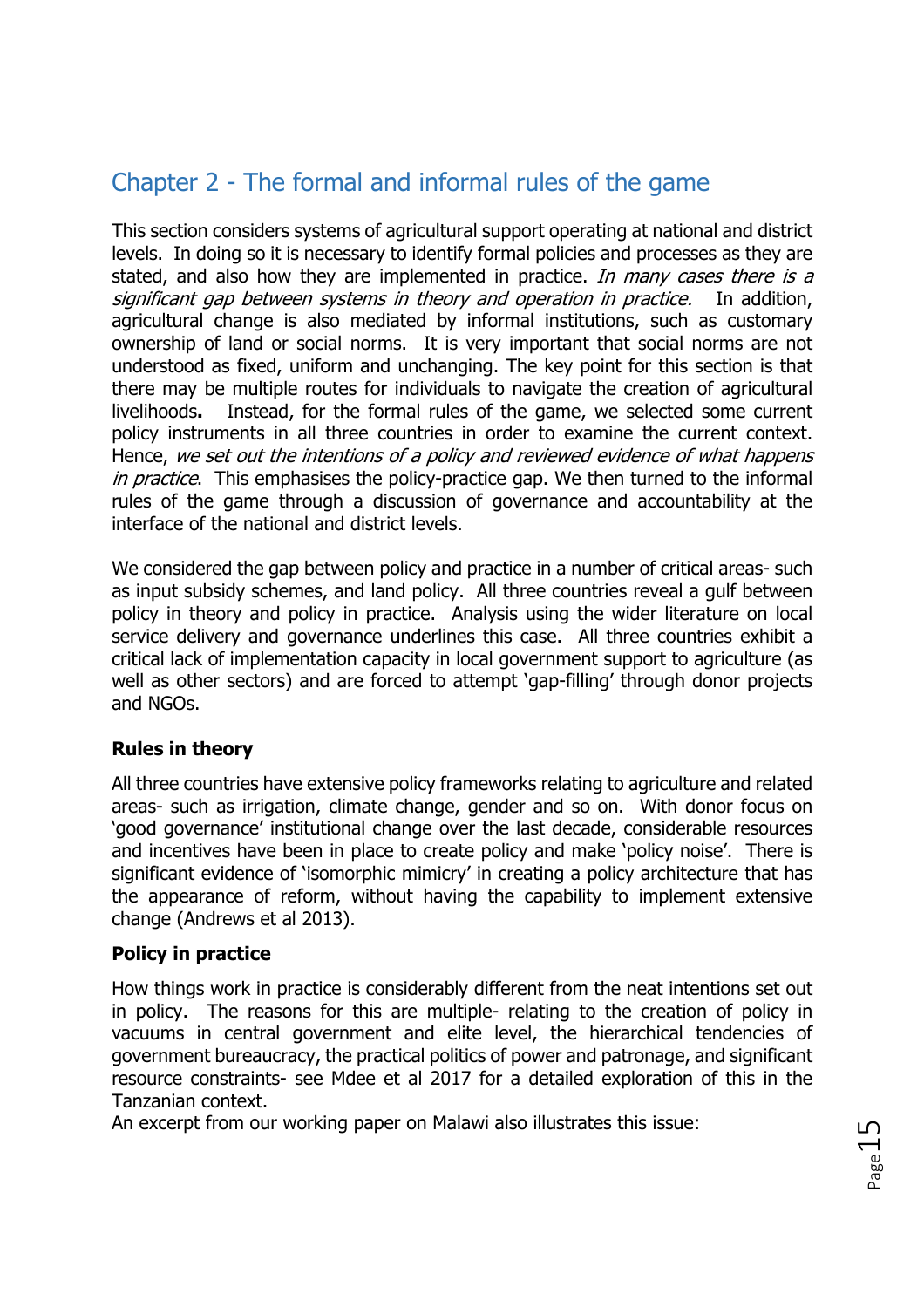# Chapter 2 - The formal and informal rules of the game

This section considers systems of agricultural support operating at national and district levels. In doing so it is necessary to identify formal policies and processes as they are stated, and also how they are implemented in practice. *In many cases there is a significant gap between systems in theory and operation in practice.* In addition, agricultural change is also mediated by informal institutions, such as customary ownership of land or social norms. It is very important that social norms are not understood as fixed, uniform and unchanging. The key point for this section is that there may be multiple routes for individuals to navigate the creation of agricultural livelihoods**.** Instead, for the formal rules of the game, we selected some current policy instruments in all three countries in order to examine the current context. Hence, *we set out the intentions of a policy and reviewed evidence of what happens in practice*. This emphasises the policy-practice gap. We then turned to the informal rules of the game through a discussion of governance and accountability at the interface of the national and district levels.

We considered the gap between policy and practice in a number of critical areas- such as input subsidy schemes, and land policy. All three countries reveal a gulf between policy in theory and policy in practice. Analysis using the wider literature on local service delivery and governance underlines this case. All three countries exhibit a critical lack of implementation capacity in local government support to agriculture (as well as other sectors) and are forced to attempt 'gap-filling' through donor projects and NGOs.

**Rules in theory**

All three countries have extensive policy frameworks relating to agriculture and related areas- such as irrigation, climate change, gender and so on. With donor focus on 'good governance' institutional change over the last decade, considerable resources and incentives have been in place to create policy and make 'policy noise'. There is significant evidence of 'isomorphic mimicry' in creating a policy architecture that has the appearance of reform, without having the capability to implement extensive change (Andrews et al 2013).

**Policy in practice**

How things work in practice is considerably different from the neat intentions set out in policy. The reasons for this are multiple- relating to the creation of policy in vacuums in central government and elite level, the hierarchical tendencies of government bureaucracy, the practical politics of power and patronage, and significant resource constraints- see Mdee et al 2017 for a detailed exploration of this in the Tanzanian context.

An excerpt from our working paper on Malawi also illustrates this issue: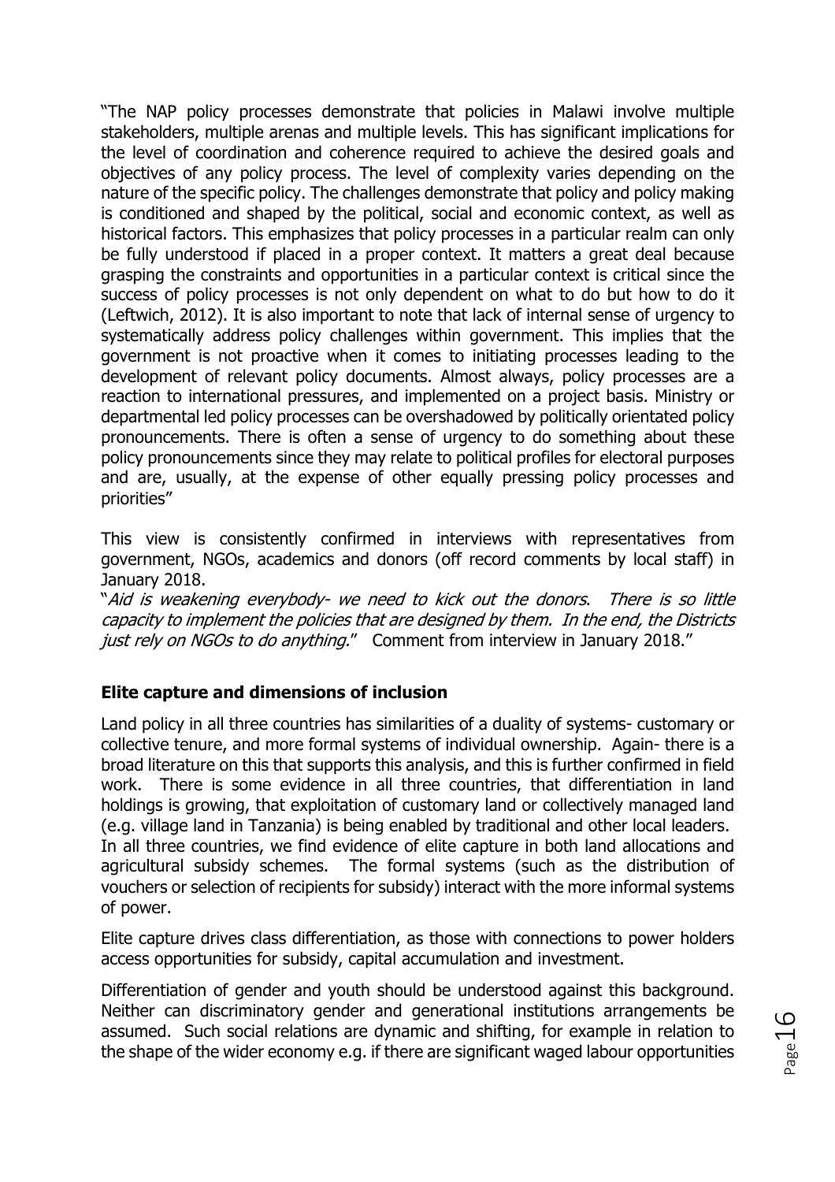"The NAP policy processes demonstrate that policies in Malawi involve multiple stakeholders, multiple arenas and multiple levels. This has significant implications for the level of coordination and coherence required to achieve the desired goals and objectives of any policy process. The level of complexity varies depending on the nature of the specific policy. The challenges demonstrate that policy and policy making is conditioned and shaped by the political, social and economic context, as well as historical factors. This emphasizes that policy processes in a particular realm can only be fully understood if placed in a proper context. It matters a great deal because grasping the constraints and opportunities in a particular context is critical since the success of policy processes is not only dependent on what to do but how to do it (Leftwich, 2012). It is also important to note that lack of internal sense of urgency to systematically address policy challenges within government. This implies that the government is not proactive when it comes to initiating processes leading to the development of relevant policy documents. Almost always, policy processes are a reaction to international pressures, and implemented on a project basis. Ministry or departmental led policy processes can be overshadowed by politically orientated policy pronouncements. There is often a sense of urgency to do something about these policy pronouncements since they may relate to political profiles for electoral purposes and are, usually, at the expense of other equally pressing policy processes and priorities"

This view is consistently confirmed in interviews with representatives from government, NGOs, academics and donors (off record comments by local staff) in January 2018.

"*Aid is weakening everybody- we need to kick out the donors. There is so little capacity to implement the policies that are designed by them. In the end, the Districts just rely on NGOs to do anything.*" Comment from interview in January 2018."

**Elite capture and dimensions of inclusion**

Land policy in all three countries has similarities of a duality of systems- customary or collective tenure, and more formal systems of individual ownership. Again- there is a broad literature on this that supports this analysis, and this is further confirmed in field work. There is some evidence in all three countries, that differentiation in land holdings is growing, that exploitation of customary land or collectively managed land (e.g. village land in Tanzania) is being enabled by traditional and other local leaders. In all three countries, we find evidence of elite capture in both land allocations and agricultural subsidy schemes. The formal systems (such as the distribution of vouchers or selection of recipients for subsidy) interact with the more informal systems of power.

Elite capture drives class differentiation, as those with connections to power holders access opportunities for subsidy, capital accumulation and investment.

Differentiation of gender and youth should be understood against this background. Neither can discriminatory gender and generational institutions arrangements be assumed. Such social relations are dynamic and shifting, for example in relation to the shape of the wider economy e.g. if there are significant waged labour opportunities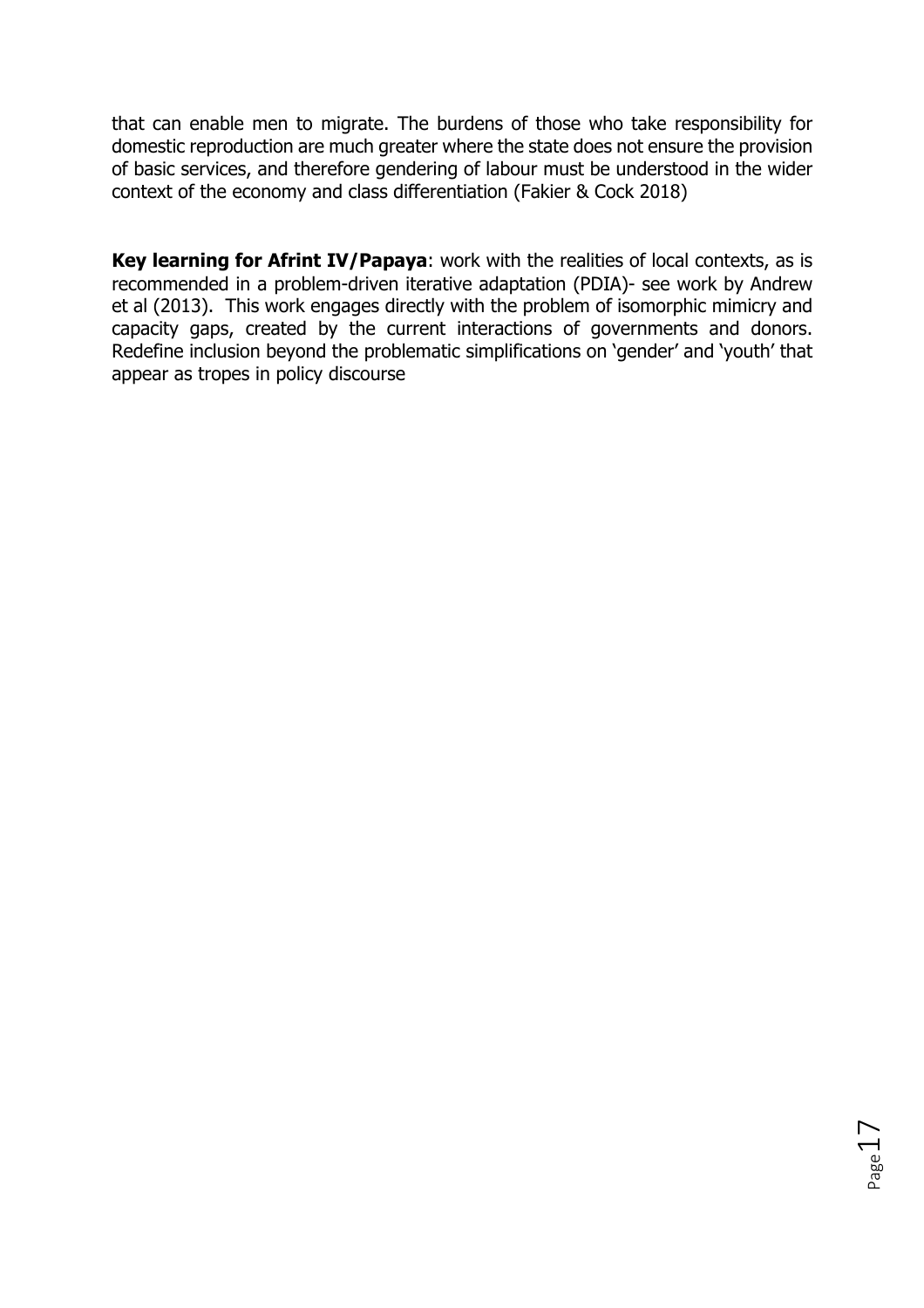that can enable men to migrate. The burdens of those who take responsibility for domestic reproduction are much greater where the state does not ensure the provision of basic services, and therefore gendering of labour must be understood in the wider context of the economy and class differentiation (Fakier & Cock 2018)

**Key learning for Afrint IV/Papaya**: work with the realities of local contexts, as is recommended in a problem-driven iterative adaptation (PDIA)- see work by Andrew et al (2013). This work engages directly with the problem of isomorphic mimicry and capacity gaps, created by the current interactions of governments and donors. Redefine inclusion beyond the problematic simplifications on 'gender' and 'youth' that appear as tropes in policy discourse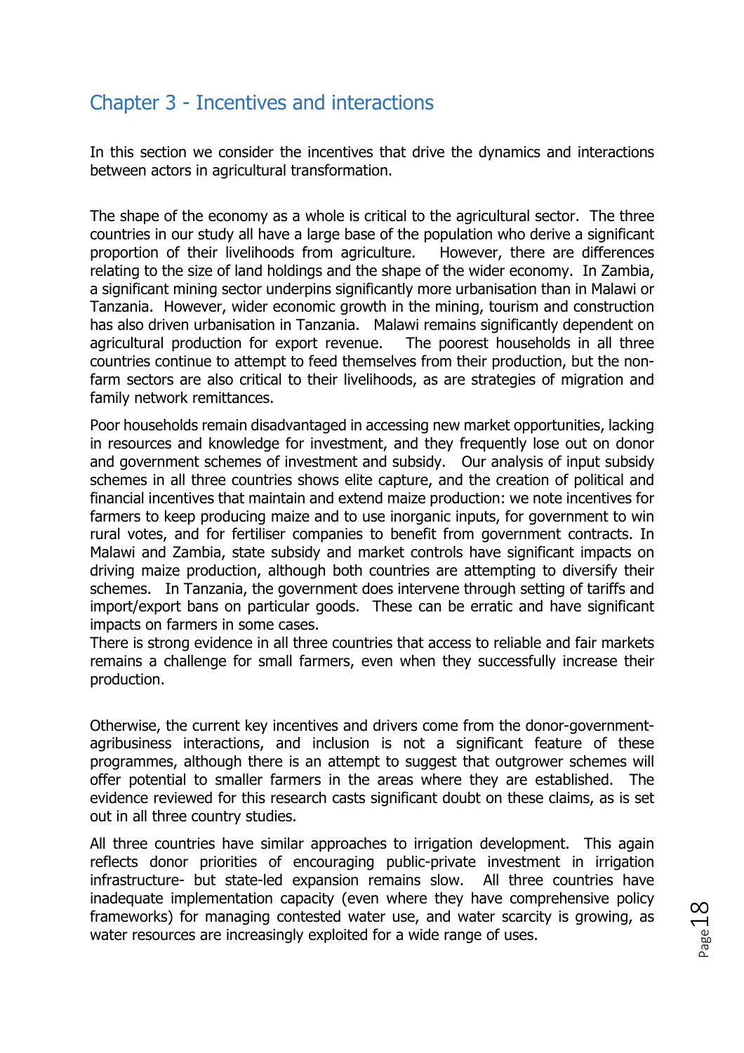## Chapter 3 - Incentives and interactions

In this section we consider the incentives that drive the dynamics and interactions between actors in agricultural transformation.

The shape of the economy as a whole is critical to the agricultural sector. The three countries in our study all have a large base of the population who derive a significant proportion of their livelihoods from agriculture. However, there are differences relating to the size of land holdings and the shape of the wider economy. In Zambia, a significant mining sector underpins significantly more urbanisation than in Malawi or Tanzania. However, wider economic growth in the mining, tourism and construction has also driven urbanisation in Tanzania. Malawi remains significantly dependent on agricultural production for export revenue. The poorest households in all three countries continue to attempt to feed themselves from their production, but the non-farm sectors are also critical to their livelihoods, as are strategies of migration and family network remittances.

Poor households remain disadvantaged in accessing new market opportunities, lacking in resources and knowledge for investment, and they frequently lose out on donor and government schemes of investment and subsidy. Our analysis of input subsidy schemes in all three countries shows elite capture, and the creation of political and financial incentives that maintain and extend maize production: we note incentives for farmers to keep producing maize and to use inorganic inputs, for government to win rural votes, and for fertiliser companies to benefit from government contracts. In Malawi and Zambia, state subsidy and market controls have significant impacts on driving maize production, although both countries are attempting to diversify their schemes. In Tanzania, the government does intervene through setting of tariffs and import/export bans on particular goods. These can be erratic and have significant impacts on farmers in some cases.
There is strong evidence in all three countries that access to reliable and fair markets remains a challenge for small farmers, even when they successfully increase their production.

Otherwise, the current key incentives and drivers come from the donor-government-agribusiness interactions, and inclusion is not a significant feature of these programmes, although there is an attempt to suggest that outgrower schemes will offer potential to smaller farmers in the areas where they are established. The evidence reviewed for this research casts significant doubt on these claims, as is set out in all three country studies.

All three countries have similar approaches to irrigation development. This again reflects donor priorities of encouraging public-private investment in irrigation infrastructure- but state-led expansion remains slow. All three countries have inadequate implementation capacity (even where they have comprehensive policy frameworks) for managing contested water use, and water scarcity is growing, as water resources are increasingly exploited for a wide range of uses.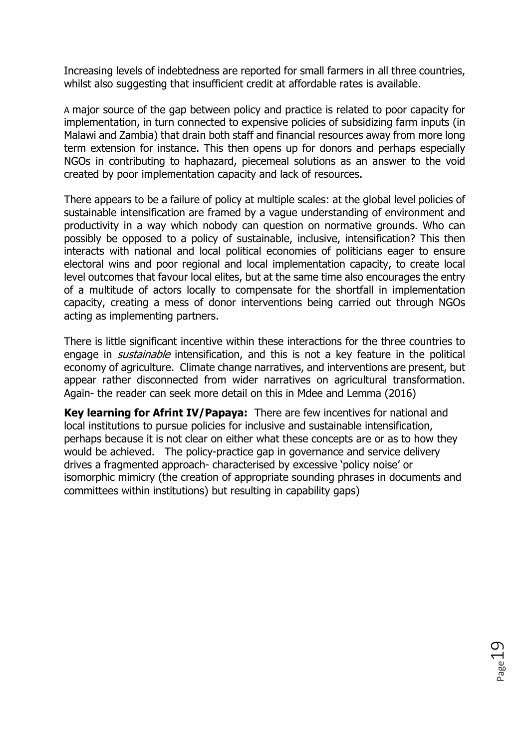Increasing levels of indebtedness are reported for small farmers in all three countries, whilst also suggesting that insufficient credit at affordable rates is available.

A major source of the gap between policy and practice is related to poor capacity for implementation, in turn connected to expensive policies of subsidizing farm inputs (in Malawi and Zambia) that drain both staff and financial resources away from more long term extension for instance. This then opens up for donors and perhaps especially NGOs in contributing to haphazard, piecemeal solutions as an answer to the void created by poor implementation capacity and lack of resources.

There appears to be a failure of policy at multiple scales: at the global level policies of sustainable intensification are framed by a vague understanding of environment and productivity in a way which nobody can question on normative grounds. Who can possibly be opposed to a policy of sustainable, inclusive, intensification? This then interacts with national and local political economies of politicians eager to ensure electoral wins and poor regional and local implementation capacity, to create local level outcomes that favour local elites, but at the same time also encourages the entry of a multitude of actors locally to compensate for the shortfall in implementation capacity, creating a mess of donor interventions being carried out through NGOs acting as implementing partners.

There is little significant incentive within these interactions for the three countries to engage in *sustainable* intensification, and this is not a key feature in the political economy of agriculture. Climate change narratives, and interventions are present, but appear rather disconnected from wider narratives on agricultural transformation. Again- the reader can seek more detail on this in Mdee and Lemma (2016)

**Key learning for Afrint IV/Papaya:** There are few incentives for national and local institutions to pursue policies for inclusive and sustainable intensification, perhaps because it is not clear on either what these concepts are or as to how they would be achieved. The policy-practice gap in governance and service delivery drives a fragmented approach- characterised by excessive 'policy noise' or isomorphic mimicry (the creation of appropriate sounding phrases in documents and committees within institutions) but resulting in capability gaps)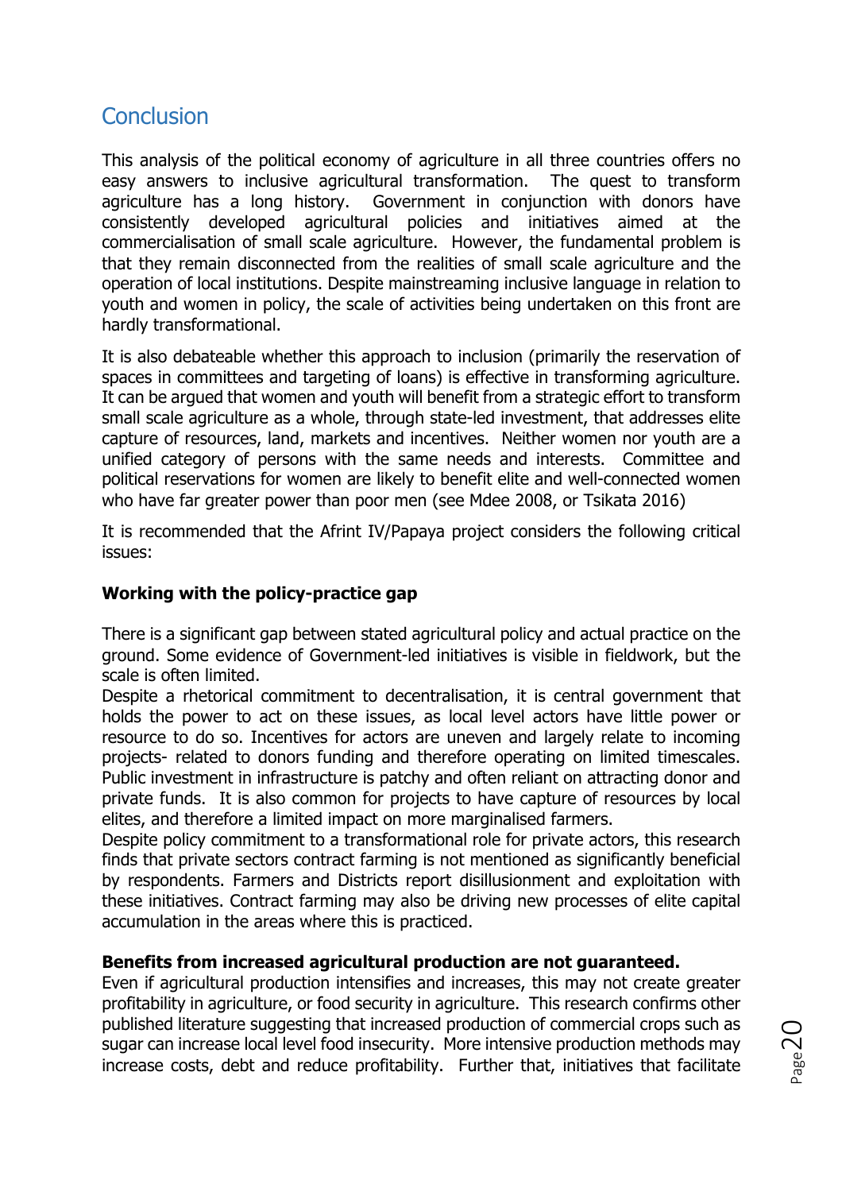## Conclusion

This analysis of the political economy of agriculture in all three countries offers no easy answers to inclusive agricultural transformation. The quest to transform agriculture has a long history. Government in conjunction with donors have consistently developed agricultural policies and initiatives aimed at the commercialisation of small scale agriculture. However, the fundamental problem is that they remain disconnected from the realities of small scale agriculture and the operation of local institutions. Despite mainstreaming inclusive language in relation to youth and women in policy, the scale of activities being undertaken on this front are hardly transformational.

It is also debateable whether this approach to inclusion (primarily the reservation of spaces in committees and targeting of loans) is effective in transforming agriculture. It can be argued that women and youth will benefit from a strategic effort to transform small scale agriculture as a whole, through state-led investment, that addresses elite capture of resources, land, markets and incentives. Neither women nor youth are a unified category of persons with the same needs and interests. Committee and political reservations for women are likely to benefit elite and well-connected women who have far greater power than poor men (see Mdee 2008, or Tsikata 2016)

It is recommended that the Afrint IV/Papaya project considers the following critical issues:

**Working with the policy-practice gap**

There is a significant gap between stated agricultural policy and actual practice on the ground. Some evidence of Government-led initiatives is visible in fieldwork, but the scale is often limited.

Despite a rhetorical commitment to decentralisation, it is central government that holds the power to act on these issues, as local level actors have little power or resource to do so. Incentives for actors are uneven and largely relate to incoming projects- related to donors funding and therefore operating on limited timescales. Public investment in infrastructure is patchy and often reliant on attracting donor and private funds. It is also common for projects to have capture of resources by local elites, and therefore a limited impact on more marginalised farmers.

Despite policy commitment to a transformational role for private actors, this research finds that private sectors contract farming is not mentioned as significantly beneficial by respondents. Farmers and Districts report disillusionment and exploitation with these initiatives. Contract farming may also be driving new processes of elite capital accumulation in the areas where this is practiced.

**Benefits from increased agricultural production are not guaranteed.**

Even if agricultural production intensifies and increases, this may not create greater profitability in agriculture, or food security in agriculture. This research confirms other published literature suggesting that increased production of commercial crops such as sugar can increase local level food insecurity. More intensive production methods may increase costs, debt and reduce profitability. Further that, initiatives that facilitate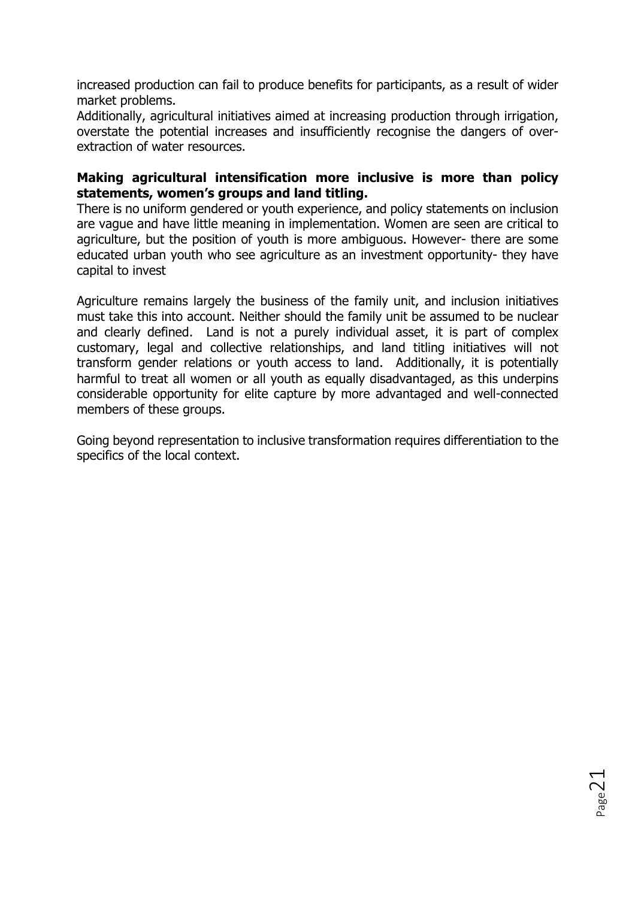increased production can fail to produce benefits for participants, as a result of wider market problems.
Additionally, agricultural initiatives aimed at increasing production through irrigation, overstate the potential increases and insufficiently recognise the dangers of over-extraction of water resources.

**Making agricultural intensification more inclusive is more than policy statements, women's groups and land titling.**
There is no uniform gendered or youth experience, and policy statements on inclusion are vague and have little meaning in implementation. Women are seen are critical to agriculture, but the position of youth is more ambiguous. However- there are some educated urban youth who see agriculture as an investment opportunity- they have capital to invest

Agriculture remains largely the business of the family unit, and inclusion initiatives must take this into account. Neither should the family unit be assumed to be nuclear and clearly defined. Land is not a purely individual asset, it is part of complex customary, legal and collective relationships, and land titling initiatives will not transform gender relations or youth access to land. Additionally, it is potentially harmful to treat all women or all youth as equally disadvantaged, as this underpins considerable opportunity for elite capture by more advantaged and well-connected members of these groups.

Going beyond representation to inclusive transformation requires differentiation to the specifics of the local context.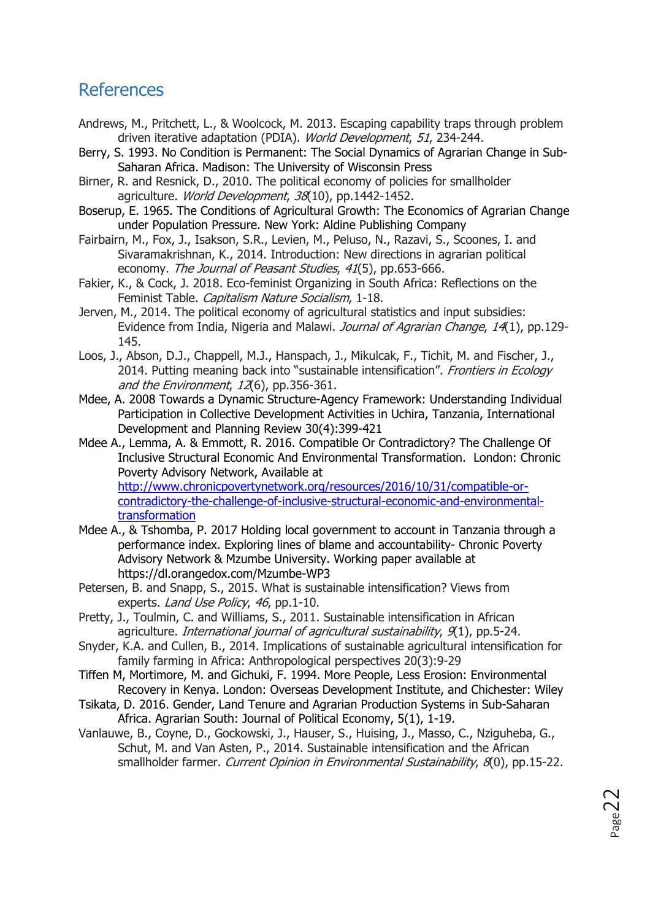## References

Andrews, M., Pritchett, L., & Woolcock, M. 2013. Escaping capability traps through problem driven iterative adaptation (PDIA). *World Development*, *51*, 234-244.

Berry, S. 1993. No Condition is Permanent: The Social Dynamics of Agrarian Change in Sub-Saharan Africa. Madison: The University of Wisconsin Press

Birner, R. and Resnick, D., 2010. The political economy of policies for smallholder agriculture. *World Development*, *38*(10), pp.1442-1452.

Boserup, E. 1965. The Conditions of Agricultural Growth: The Economics of Agrarian Change under Population Pressure. New York: Aldine Publishing Company

Fairbairn, M., Fox, J., Isakson, S.R., Levien, M., Peluso, N., Razavi, S., Scoones, I. and Sivaramakrishnan, K., 2014. Introduction: New directions in agrarian political economy. *The Journal of Peasant Studies*, *41*(5), pp.653-666.

Fakier, K., & Cock, J. 2018. Eco-feminist Organizing in South Africa: Reflections on the Feminist Table. *Capitalism Nature Socialism*, 1-18.

Jerven, M., 2014. The political economy of agricultural statistics and input subsidies: Evidence from India, Nigeria and Malawi. *Journal of Agrarian Change*, *14*(1), pp.129-145.

Loos, J., Abson, D.J., Chappell, M.J., Hanspach, J., Mikulcak, F., Tichit, M. and Fischer, J., 2014. Putting meaning back into "sustainable intensification". *Frontiers in Ecology and the Environment*, *12*(6), pp.356-361.

Mdee, A. 2008 Towards a Dynamic Structure-Agency Framework: Understanding Individual Participation in Collective Development Activities in Uchira, Tanzania, International Development and Planning Review 30(4):399-421

Mdee A., Lemma, A. & Emmott, R. 2016. Compatible Or Contradictory? The Challenge Of Inclusive Structural Economic And Environmental Transformation. London: Chronic Poverty Advisory Network, Available at http://www.chronicpovertynetwork.org/resources/2016/10/31/compatible-or-contradictory-the-challenge-of-inclusive-structural-economic-and-environmental-transformation

Mdee A., & Tshomba, P. 2017 Holding local government to account in Tanzania through a performance index. Exploring lines of blame and accountability- Chronic Poverty Advisory Network & Mzumbe University. Working paper available at https://dl.orangedox.com/Mzumbe-WP3

Petersen, B. and Snapp, S., 2015. What is sustainable intensification? Views from experts. *Land Use Policy*, *46*, pp.1-10.

Pretty, J., Toulmin, C. and Williams, S., 2011. Sustainable intensification in African agriculture. *International journal of agricultural sustainability*, *9*(1), pp.5-24.

Snyder, K.A. and Cullen, B., 2014. Implications of sustainable agricultural intensification for family farming in Africa: Anthropological perspectives 20(3):9-29

Tiffen M, Mortimore, M. and Gichuki, F. 1994. More People, Less Erosion: Environmental Recovery in Kenya. London: Overseas Development Institute, and Chichester: Wiley

Tsikata, D. 2016. Gender, Land Tenure and Agrarian Production Systems in Sub-Saharan Africa. Agrarian South: Journal of Political Economy, 5(1), 1-19.

Vanlauwe, B., Coyne, D., Gockowski, J., Hauser, S., Huising, J., Masso, C., Nziguheba, G., Schut, M. and Van Asten, P., 2014. Sustainable intensification and the African smallholder farmer. *Current Opinion in Environmental Sustainability*, *8*(0), pp.15-22.